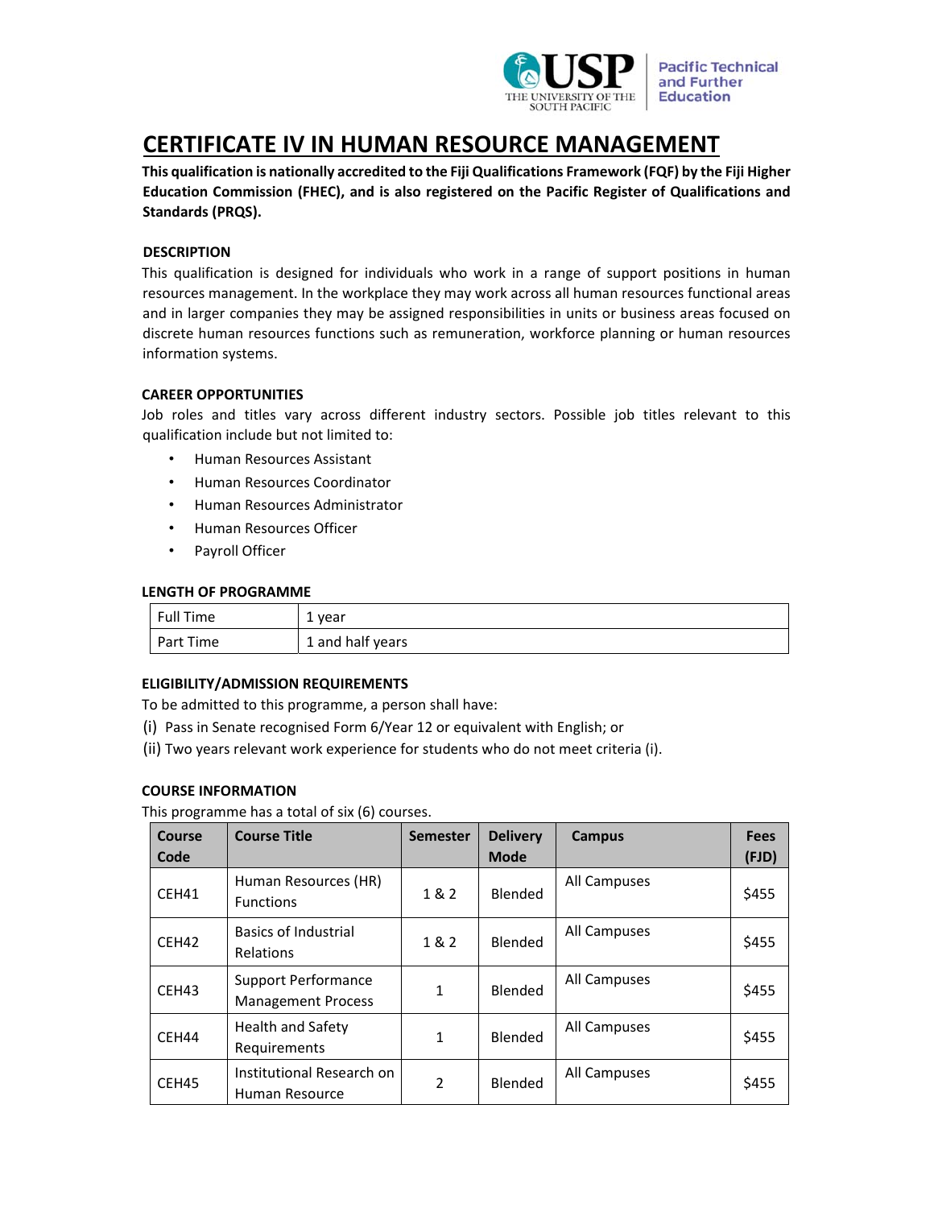# CERTIFICATE IV IN HUMAN RESOURCE MANAGEMENT

**This qualification is nationally accredited to the Fiji Qualifications Framework (FQF) by the Fiji Higher Education Commission (FHEC), and is also registered on the Pacific Register of Qualifications and Standards (PRQS).**

### DESCRIPTION

This qualification is designed for individuals who work in a range of support positions in human resources management. In the workplace they may work across all human resources functional areas and in larger companies they may be assigned responsibilities in units or business areas focused on discrete human resources functions such as remuneration, workforce planning or human resources information systems.

### CAREER OPPORTUNITIES

Job roles and titles vary across different industry sectors. Possible job titles relevant to this qualification include but not limited to:

- Human Resources Assistant
- Human Resources Coordinator
- Human Resources Administrator
- Human Resources Officer
- Payroll Officer

### LENGTH OF PROGRAMME

| | |
|---|---|
| Full Time | 1 year |
| Part Time | 1 and half years |

### ELIGIBILITY/ADMISSION REQUIREMENTS

To be admitted to this programme, a person shall have:

(i) Pass in Senate recognised Form 6/Year 12 or equivalent with English; or

(ii) Two years relevant work experience for students who do not meet criteria (i).

### COURSE INFORMATION

This programme has a total of six (6) courses.

| Course Code | Course Title | Semester | Delivery Mode | Campus | Fees (FJD) |
|---|---|---|---|---|---|
| CEH41 | Human Resources (HR) Functions | 1 & 2 | Blended | All Campuses | $455 |
| CEH42 | Basics of Industrial Relations | 1 & 2 | Blended | All Campuses | $455 |
| CEH43 | Support Performance Management Process | 1 | Blended | All Campuses | $455 |
| CEH44 | Health and Safety Requirements | 1 | Blended | All Campuses | $455 |
| CEH45 | Institutional Research on Human Resource | 2 | Blended | All Campuses | $455 |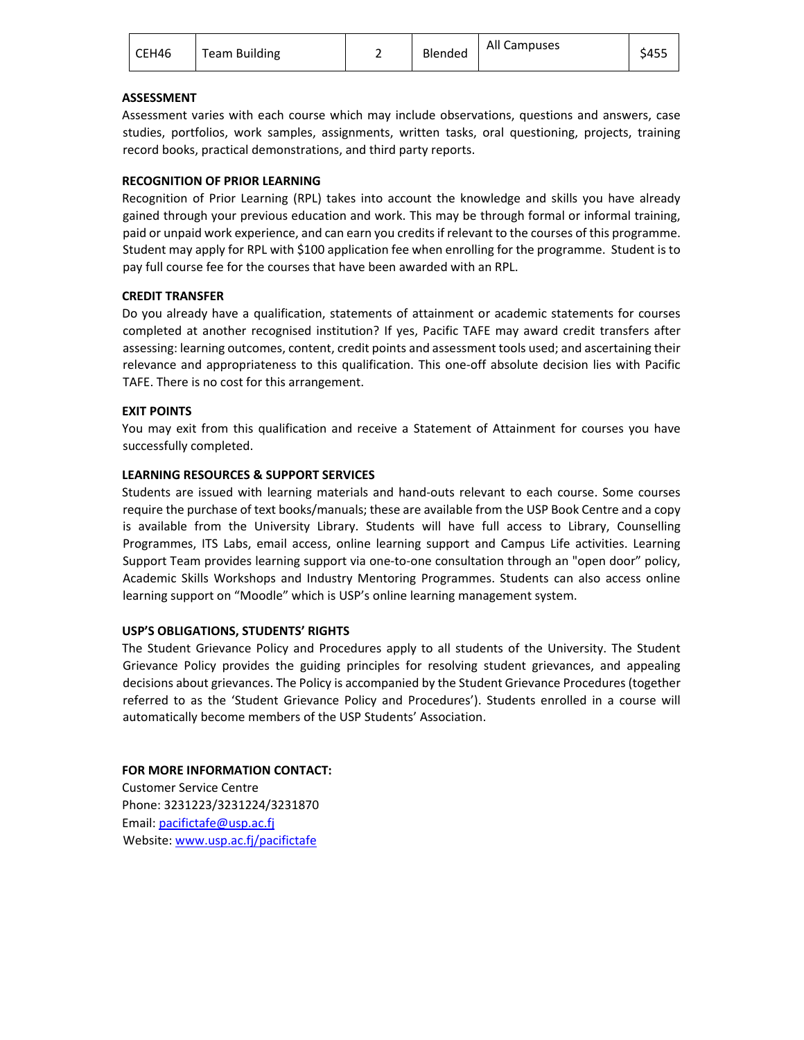| | | | | | |
|---|---|---|---|---|---|
| CEH46 | Team Building | 2 | Blended | All Campuses | $455 |

**ASSESSMENT**

Assessment varies with each course which may include observations, questions and answers, case studies, portfolios, work samples, assignments, written tasks, oral questioning, projects, training record books, practical demonstrations, and third party reports.

**RECOGNITION OF PRIOR LEARNING**

Recognition of Prior Learning (RPL) takes into account the knowledge and skills you have already gained through your previous education and work. This may be through formal or informal training, paid or unpaid work experience, and can earn you credits if relevant to the courses of this programme. Student may apply for RPL with $100 application fee when enrolling for the programme. Student is to pay full course fee for the courses that have been awarded with an RPL.

**CREDIT TRANSFER**

Do you already have a qualification, statements of attainment or academic statements for courses completed at another recognised institution? If yes, Pacific TAFE may award credit transfers after assessing: learning outcomes, content, credit points and assessment tools used; and ascertaining their relevance and appropriateness to this qualification. This one-off absolute decision lies with Pacific TAFE. There is no cost for this arrangement.

**EXIT POINTS**

You may exit from this qualification and receive a Statement of Attainment for courses you have successfully completed.

**LEARNING RESOURCES & SUPPORT SERVICES**

Students are issued with learning materials and hand-outs relevant to each course. Some courses require the purchase of text books/manuals; these are available from the USP Book Centre and a copy is available from the University Library. Students will have full access to Library, Counselling Programmes, ITS Labs, email access, online learning support and Campus Life activities. Learning Support Team provides learning support via one-to-one consultation through an "open door" policy, Academic Skills Workshops and Industry Mentoring Programmes. Students can also access online learning support on "Moodle" which is USP's online learning management system.

**USP'S OBLIGATIONS, STUDENTS' RIGHTS**

The Student Grievance Policy and Procedures apply to all students of the University. The Student Grievance Policy provides the guiding principles for resolving student grievances, and appealing decisions about grievances. The Policy is accompanied by the Student Grievance Procedures (together referred to as the 'Student Grievance Policy and Procedures'). Students enrolled in a course will automatically become members of the USP Students' Association.

**FOR MORE INFORMATION CONTACT:**

Customer Service Centre
Phone: 3231223/3231224/3231870
Email: pacifictafe@usp.ac.fj
Website: www.usp.ac.fj/pacifictafe